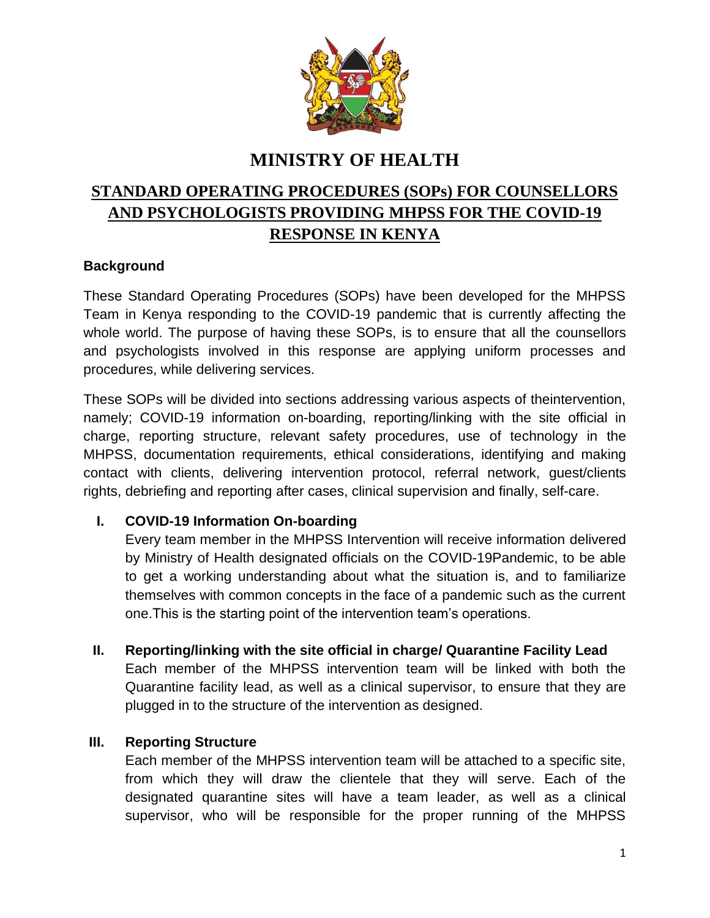# MINISTRY OF HEALTH

## STANDARD OPERATING PROCEDURES (SOPs) FOR COUNSELLORS AND PSYCHOLOGISTS PROVIDING MHPSS FOR THE COVID-19 RESPONSE IN KENYA

**Background**

These Standard Operating Procedures (SOPs) have been developed for the MHPSS Team in Kenya responding to the COVID-19 pandemic that is currently affecting the whole world. The purpose of having these SOPs, is to ensure that all the counsellors and psychologists involved in this response are applying uniform processes and procedures, while delivering services.

These SOPs will be divided into sections addressing various aspects of theintervention, namely; COVID-19 information on-boarding, reporting/linking with the site official in charge, reporting structure, relevant safety procedures, use of technology in the MHPSS, documentation requirements, ethical considerations, identifying and making contact with clients, delivering intervention protocol, referral network, guest/clients rights, debriefing and reporting after cases, clinical supervision and finally, self-care.

### I. COVID-19 Information On-boarding

Every team member in the MHPSS Intervention will receive information delivered by Ministry of Health designated officials on the COVID-19Pandemic, to be able to get a working understanding about what the situation is, and to familiarize themselves with common concepts in the face of a pandemic such as the current one.This is the starting point of the intervention team's operations.

### II. Reporting/linking with the site official in charge/ Quarantine Facility Lead

Each member of the MHPSS intervention team will be linked with both the Quarantine facility lead, as well as a clinical supervisor, to ensure that they are plugged in to the structure of the intervention as designed.

### III. Reporting Structure

Each member of the MHPSS intervention team will be attached to a specific site, from which they will draw the clientele that they will serve. Each of the designated quarantine sites will have a team leader, as well as a clinical supervisor, who will be responsible for the proper running of the MHPSS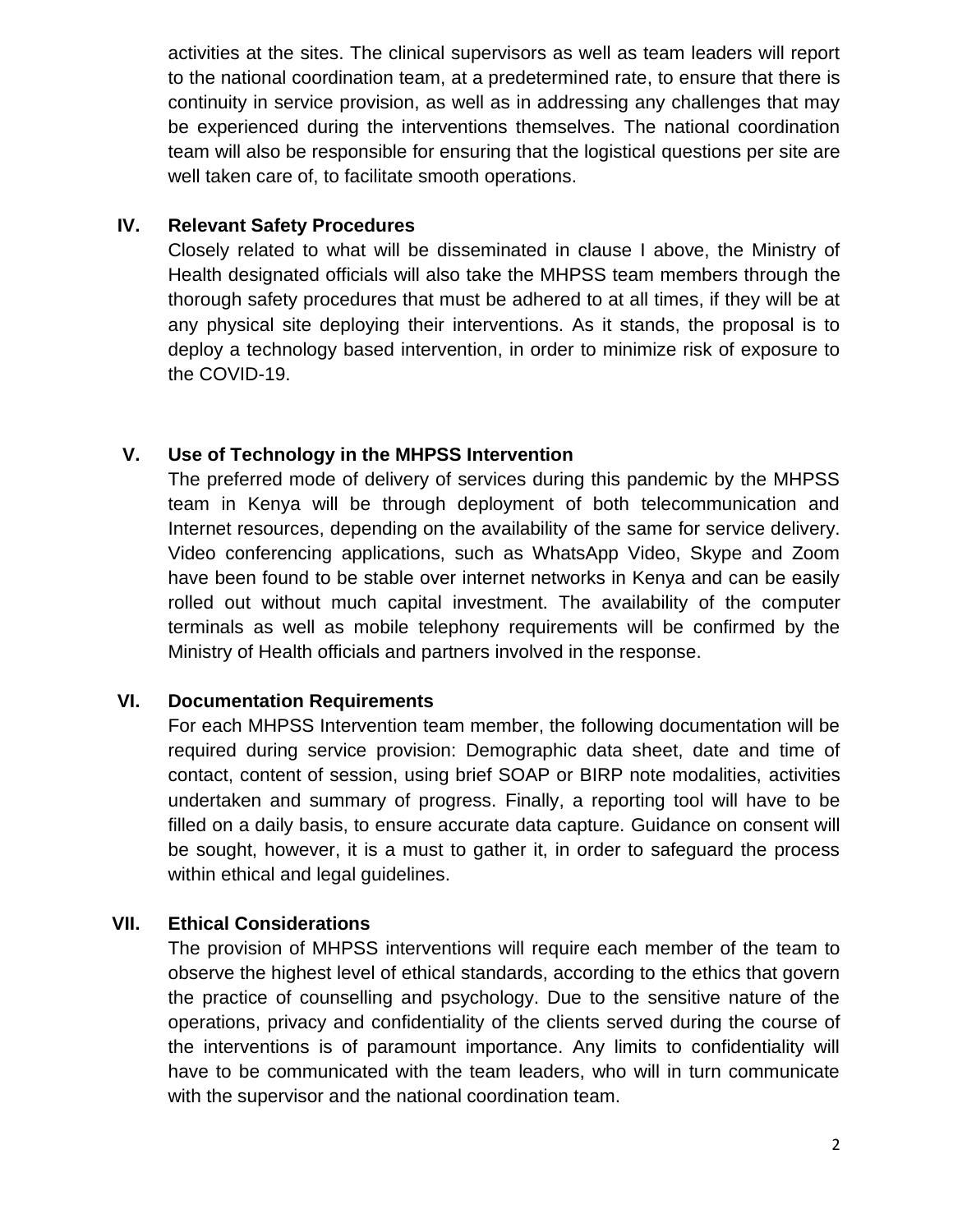activities at the sites. The clinical supervisors as well as team leaders will report to the national coordination team, at a predetermined rate, to ensure that there is continuity in service provision, as well as in addressing any challenges that may be experienced during the interventions themselves. The national coordination team will also be responsible for ensuring that the logistical questions per site are well taken care of, to facilitate smooth operations.

### IV. Relevant Safety Procedures

Closely related to what will be disseminated in clause I above, the Ministry of Health designated officials will also take the MHPSS team members through the thorough safety procedures that must be adhered to at all times, if they will be at any physical site deploying their interventions. As it stands, the proposal is to deploy a technology based intervention, in order to minimize risk of exposure to the COVID-19.

### V. Use of Technology in the MHPSS Intervention

The preferred mode of delivery of services during this pandemic by the MHPSS team in Kenya will be through deployment of both telecommunication and Internet resources, depending on the availability of the same for service delivery. Video conferencing applications, such as WhatsApp Video, Skype and Zoom have been found to be stable over internet networks in Kenya and can be easily rolled out without much capital investment. The availability of the computer terminals as well as mobile telephony requirements will be confirmed by the Ministry of Health officials and partners involved in the response.

### VI. Documentation Requirements

For each MHPSS Intervention team member, the following documentation will be required during service provision: Demographic data sheet, date and time of contact, content of session, using brief SOAP or BIRP note modalities, activities undertaken and summary of progress. Finally, a reporting tool will have to be filled on a daily basis, to ensure accurate data capture. Guidance on consent will be sought, however, it is a must to gather it, in order to safeguard the process within ethical and legal guidelines.

### VII. Ethical Considerations

The provision of MHPSS interventions will require each member of the team to observe the highest level of ethical standards, according to the ethics that govern the practice of counselling and psychology. Due to the sensitive nature of the operations, privacy and confidentiality of the clients served during the course of the interventions is of paramount importance. Any limits to confidentiality will have to be communicated with the team leaders, who will in turn communicate with the supervisor and the national coordination team.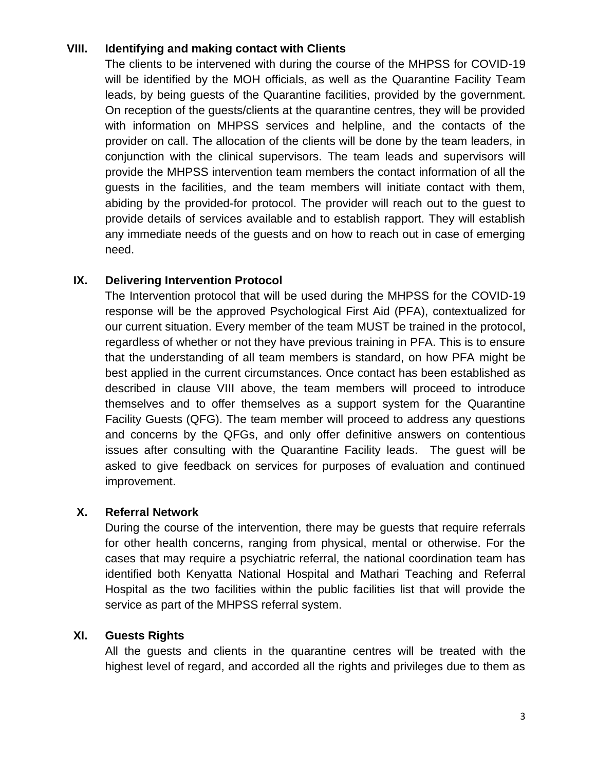## VIII. Identifying and making contact with Clients

The clients to be intervened with during the course of the MHPSS for COVID-19 will be identified by the MOH officials, as well as the Quarantine Facility Team leads, by being guests of the Quarantine facilities, provided by the government. On reception of the guests/clients at the quarantine centres, they will be provided with information on MHPSS services and helpline, and the contacts of the provider on call. The allocation of the clients will be done by the team leaders, in conjunction with the clinical supervisors. The team leads and supervisors will provide the MHPSS intervention team members the contact information of all the guests in the facilities, and the team members will initiate contact with them, abiding by the provided-for protocol. The provider will reach out to the guest to provide details of services available and to establish rapport. They will establish any immediate needs of the guests and on how to reach out in case of emerging need.

## IX. Delivering Intervention Protocol

The Intervention protocol that will be used during the MHPSS for the COVID-19 response will be the approved Psychological First Aid (PFA), contextualized for our current situation. Every member of the team MUST be trained in the protocol, regardless of whether or not they have previous training in PFA. This is to ensure that the understanding of all team members is standard, on how PFA might be best applied in the current circumstances. Once contact has been established as described in clause VIII above, the team members will proceed to introduce themselves and to offer themselves as a support system for the Quarantine Facility Guests (QFG). The team member will proceed to address any questions and concerns by the QFGs, and only offer definitive answers on contentious issues after consulting with the Quarantine Facility leads. The guest will be asked to give feedback on services for purposes of evaluation and continued improvement.

## X. Referral Network

During the course of the intervention, there may be guests that require referrals for other health concerns, ranging from physical, mental or otherwise. For the cases that may require a psychiatric referral, the national coordination team has identified both Kenyatta National Hospital and Mathari Teaching and Referral Hospital as the two facilities within the public facilities list that will provide the service as part of the MHPSS referral system.

## XI. Guests Rights

All the guests and clients in the quarantine centres will be treated with the highest level of regard, and accorded all the rights and privileges due to them as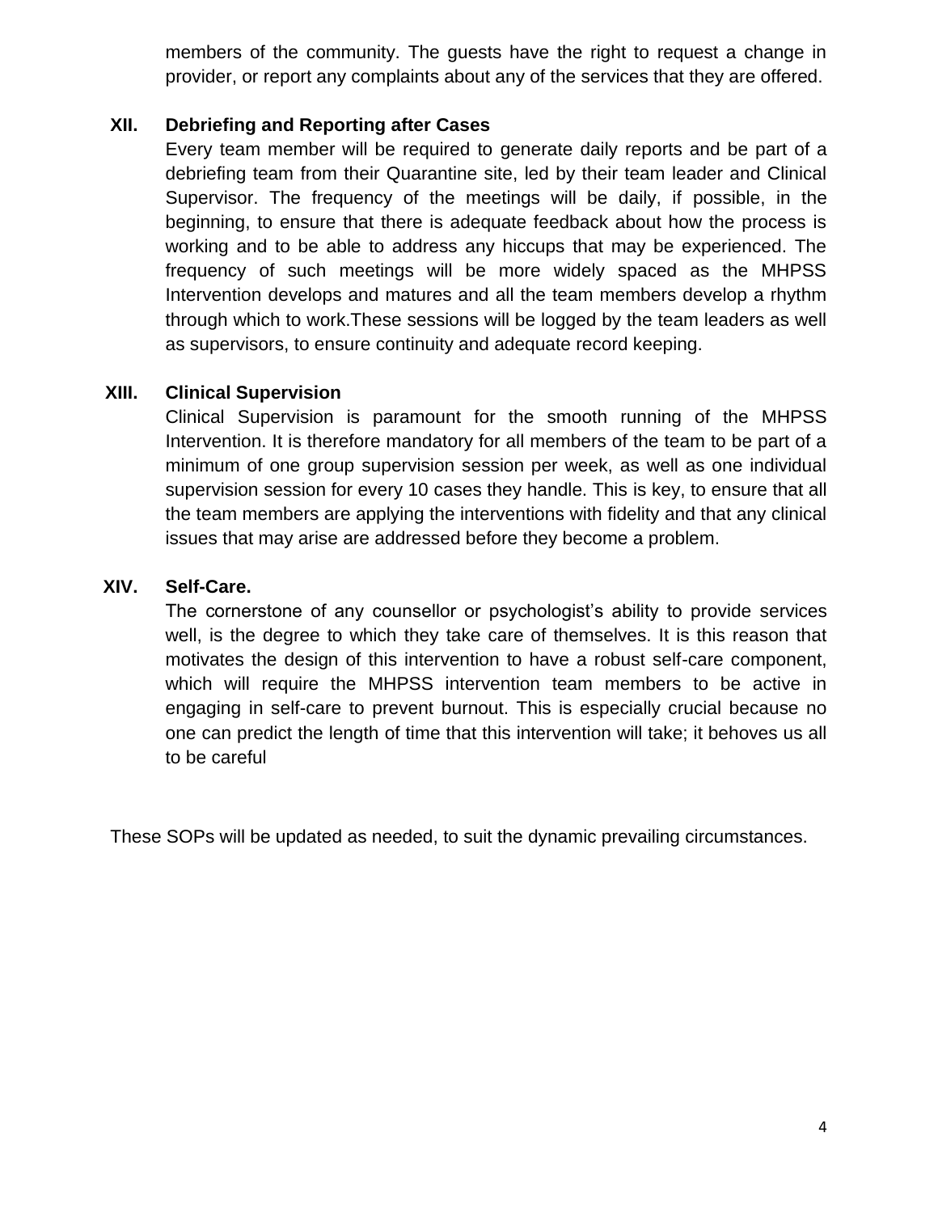members of the community. The guests have the right to request a change in provider, or report any complaints about any of the services that they are offered.

## XII. Debriefing and Reporting after Cases

Every team member will be required to generate daily reports and be part of a debriefing team from their Quarantine site, led by their team leader and Clinical Supervisor. The frequency of the meetings will be daily, if possible, in the beginning, to ensure that there is adequate feedback about how the process is working and to be able to address any hiccups that may be experienced. The frequency of such meetings will be more widely spaced as the MHPSS Intervention develops and matures and all the team members develop a rhythm through which to work.These sessions will be logged by the team leaders as well as supervisors, to ensure continuity and adequate record keeping.

## XIII. Clinical Supervision

Clinical Supervision is paramount for the smooth running of the MHPSS Intervention. It is therefore mandatory for all members of the team to be part of a minimum of one group supervision session per week, as well as one individual supervision session for every 10 cases they handle. This is key, to ensure that all the team members are applying the interventions with fidelity and that any clinical issues that may arise are addressed before they become a problem.

## XIV. Self-Care.

The cornerstone of any counsellor or psychologist's ability to provide services well, is the degree to which they take care of themselves. It is this reason that motivates the design of this intervention to have a robust self-care component, which will require the MHPSS intervention team members to be active in engaging in self-care to prevent burnout. This is especially crucial because no one can predict the length of time that this intervention will take; it behoves us all to be careful

These SOPs will be updated as needed, to suit the dynamic prevailing circumstances.